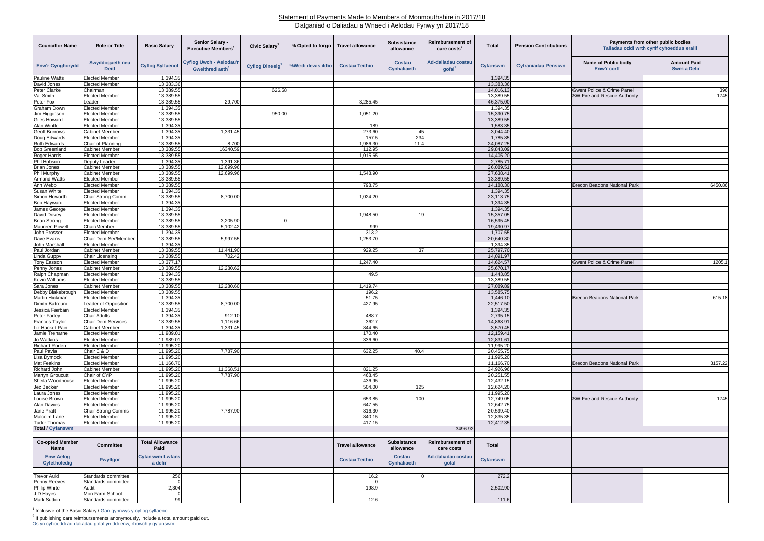# Statement of Payments Made to Members of Monmouthshire in 2017/18

## Datganiad o Daliadau a Wnaed i Aelodau Fynwy yn 2017/18

| Councillor Name | Role or Title | Basic Salary | Senior Salary - Executive Members[1] | Civic Salary[1] | % Opted to forgo | Travel allowance | Subsistence allowance | Reimbursement of care costs[2] | Total | Pension Contributions | Payments from other public bodies Taliadau oddi wrth cyrff cyhoeddus eraill | |
|---|---|---|---|---|---|---|---|---|---|---|---|---|
| Enw'r Cynghorydd | Swyddogaeth neu Deitl | Cyflog Sylfaenol | Cyflog Uwch - Aelodau'r Gweithrediaeth[1] | Cyflog Dinesig[1] | %Wedi dewis ildio | Costau Teithio | Costau Cynhaliaeth | Ad-daliadau costau gofal[2] | Cyfanswm | Cyfraniadau Pensiwn | Name of Public body Enw'r corff | Amount Paid Swm a Delir |
| Pauline Watts | Elected Member | 1,394.35 | | | | | | | 1,394.35 | | | |
| David Jones | Elected Member | 13,383.36 | | | | | | | 13,383.36 | | | |
| Peter Clarke | Chairman | 13,389.55 | | 626.58 | | | | | 14,016.13 | | Gwent Police & Crime Panel | 396 |
| Val Smith | Elected Member | 13,389.55 | | | | | | | 13,389.55 | | SW Fire and Rescue Authority | 1745 |
| Peter Fox | Leader | 13,389.55 | 29,700 | | | 3,285.45 | | | 46,375.00 | | | |
| Graham Down | Elected Member | 1,394.35 | | | | | | | 1,394.35 | | | |
| Jim Higginson | Elected Member | 13,389.55 | | 950.00 | | 1,051.20 | | | 15,390.75 | | | |
| Giles Howard | Elected Member | 13,389.55 | | | | | | | 13,389.55 | | | |
| Alan Wintle | Elected Member | 1,394.35 | | | | 189 | | | 1,583.35 | | | |
| Geoff Burrows | Cabinet Member | 1,394.35 | 1,331.45 | | | 273.60 | 45 | | 3,044.40 | | | |
| Doug Edwards | Elected Member | 1,394.35 | | | | 157.5 | 234 | | 1,785.85 | | | |
| Ruth Edwards | Chair of Planning | 13,389.55 | 8,700 | | | 1,986.30 | 11.4 | | 24,087.25 | | | |
| Bob Greenland | Cabinet Member | 13,389.55 | 16340.59 | | | 112.95 | | | 29,843.09 | | | |
| Roger Harris | Elected Member | 13,389.55 | | | | 1,015.65 | | | 14,405.20 | | | |
| Phil Hobson | Deputy Leader | 1,394.35 | 1,391.36 | | | | | | 2,785.71 | | | |
| Brian Jones | Cabinet Member | 13,389.55 | 12,699.96 | | | | | | 26,089.51 | | | |
| Phil Murphy | Cabinet Member | 13,389.55 | 12,699.96 | | | 1,548.90 | | | 27,638.41 | | | |
| Armand Watts | Elected Member | 13,389.55 | | | | | | | 13,389.55 | | | |
| Ann Webb | Elected Member | 13,389.55 | | | | 798.75 | | | 14,188.30 | | Brecon Beacons National Park | 6450.86 |
| Susan White | Elected Member | 1,394.35 | | | | | | | 1,394.35 | | | |
| Simon Howarth | Chair Strong Comm | 13,389.55 | 8,700.00 | | | 1,024.20 | | | 23,113.75 | | | |
| Bob Hayward | Elected Member | 1,394.35 | | | | | | | 1,394.35 | | | |
| James George | Elected Member | 1,394.35 | | | | | | | 1,394.35 | | | |
| David Dovey | Elected Member | 13,389.55 | | | | 1,948.50 | 19 | | 15,357.05 | | | |
| Brian Strong | Elected Member | 13,389.55 | 3,205.90 | 0 | | | | | 16,595.45 | | | |
| Maureen Powell | Chair/Member | 13,389.55 | 5,102.42 | | | 999 | | | 19,490.97 | | | |
| John Prosser | Elected Member | 1,394.35 | | | | 313.2 | | | 1,707.55 | | | |
| Dave Evans | Chair Dem Ser/Member | 13,389.55 | 5,997.55 | | | 1,253.70 | | | 20,640.80 | | | |
| John Marshall | Elected Member | 1,394.35 | | | | | | | 1,394.35 | | | |
| Paul Jordan | Cabinet Member | 13,389.55 | 11,441.90 | | | 929.25 | 37 | | 25,797.70 | | | |
| Linda Guppy | Chair Licensing | 13,389.55 | 702.42 | | | | | | 14,091.97 | | | |
| Tony Easson | Elected Member | 13,377.17 | | | | 1,247.40 | | | 14,624.57 | | Gwent Police & Crime Panel | 1205.1 |
| Penny Jones | Cabinet Member | 13,389.55 | 12,280.62 | | | | | | 25,670.17 | | | |
| Ralph Chapman | Elected Member | 1,394.35 | | | | 49.5 | | | 1,443.85 | | | |
| Kevin Williams | Elected Member | 13,389.55 | | | | | | | 13,389.55 | | | |
| Sara Jones | Cabinet Member | 13,389.55 | 12,280.60 | | | 1,419.74 | | | 27,089.89 | | | |
| Debby Blakebrough | Elected Member | 13,389.55 | | | | 196.2 | | | 13,585.75 | | | |
| Martin Hickman | Elected Member | 1,394.35 | | | | 51.75 | | | 1,446.10 | | Brecon Beacons National Park | 615.18 |
| Dimitri Batrouni | Leader of Opposition | 13,389.55 | 8,700.00 | | | 427.95 | | | 22,517.50 | | | |
| Jessica Fairbain | Elected Member | 1,394.35 | | | | | | | 1,394.35 | | | |
| Peter Farley | Chair Adults | 1,394.35 | 912.10 | | | 488.7 | | | 2,795.15 | | | |
| Frances Taylor | Chair Dem Services | 13,389.55 | 1,116.66 | | | 362.7 | | | 14,868.91 | | | |
| Liz Hacket Pain | Cabinet Member | 1,394.35 | 1,331.45 | | | 844.65 | | | 3,570.45 | | | |
| Jamie Treharne | Elected Member | 11,989.01 | | | | 170.40 | | | 12,159.41 | | | |
| Jo Watkins | Elected Member | 11,989.01 | | | | 336.60 | | | 12,831.61 | | | |
| Richard Roden | Elected Member | 11,995.20 | | | | | | | 11,995.20 | | | |
| Paul Pavia | Chair E & D | 11,995.20 | 7,787.90 | | | 632.25 | 40.4 | | 20,455.75 | | | |
| Lisa Dymock | Elected Member | 11,995.20 | | | | | | | 11,995.20 | | | |
| Mat Feakins | Elected Member | 11,166.70 | | | | | | | 11,166.70 | | Brecon Beacons National Park | 3157.22 |
| Richard John | Cabinet Member | 11,995.20 | 11,368.51 | | | 821.25 | | | 24,926.96 | | | |
| Martyn Groucutt | Chair of CYP | 11,995.20 | 7,787.90 | | | 468.45 | | | 20,251.55 | | | |
| Sheila Woodhouse | Elected Member | 11,995.20 | | | | 436.95 | | | 12,432.15 | | | |
| Jez Becker | Elected Member | 11,995.20 | | | | 504.00 | 125 | | 12,624.20 | | | |
| Laura Jones | Elected Member | 11,995.20 | | | | | | | 11,995.20 | | | |
| Louise Brown | Elected Member | 11,995.20 | | | | 653.85 | 100 | | 12,749.05 | | SW Fire and Rescue Authority | 1745 |
| Alan Davies | Elected Member | 11,995.20 | | | | 647.55 | | | 12,642.75 | | | |
| Jane Pratt | Chair Strong Comms | 11,995.20 | 7,787.90 | | | 816.30 | | | 20,599.40 | | | |
| Malcolm Lane | Elected Member | 11,995.20 | | | | 840.15 | | | 12,835.35 | | | |
| Tudor Thomas | Elected Member | 11,995.20 | | | | 417.15 | | | 12,412.35 | | | |
| **Total / Cyfanswm** | | | | | | | | 3496.92 | | | | |

| Co-opted Member Name | Committee | Total Allowance Paid | Travel allowance | Subsistence allowance | Reimbursement of care costs | Total |
|---|---|---|---|---|---|---|
| Enw Aelog Cyfetholedig | Pwyllgor | Cyfanswm Lwfans a delir | Costau Teithio | Costau Cynhaliaeth | Ad-daliadau costau gofal | Cyfanswm |
| Trevor Auld | Standards committee | 256 | 16.2 | 0 | | 272.2 |
| Penny Reeves | Standards committee | 0 | 0 | | | |
| Philip White | Audit | 2,304 | 198.9 | | | 2,502.90 |
| J D Hayes | Mon Farm School | 0 | | | | |
| Mark Sutton | Standards committee | 99 | 12.6 | | | 111.6 |

[1] Inclusive of the Basic Salary / Gan gynnwys y cyflog sylfaenol

[2] If publishing care reimbursements anonymously, include a total amount paid out.
Os yn cyhoeddi ad-daliadau gofal yn ddi-enw, rhowch y gyfanswm.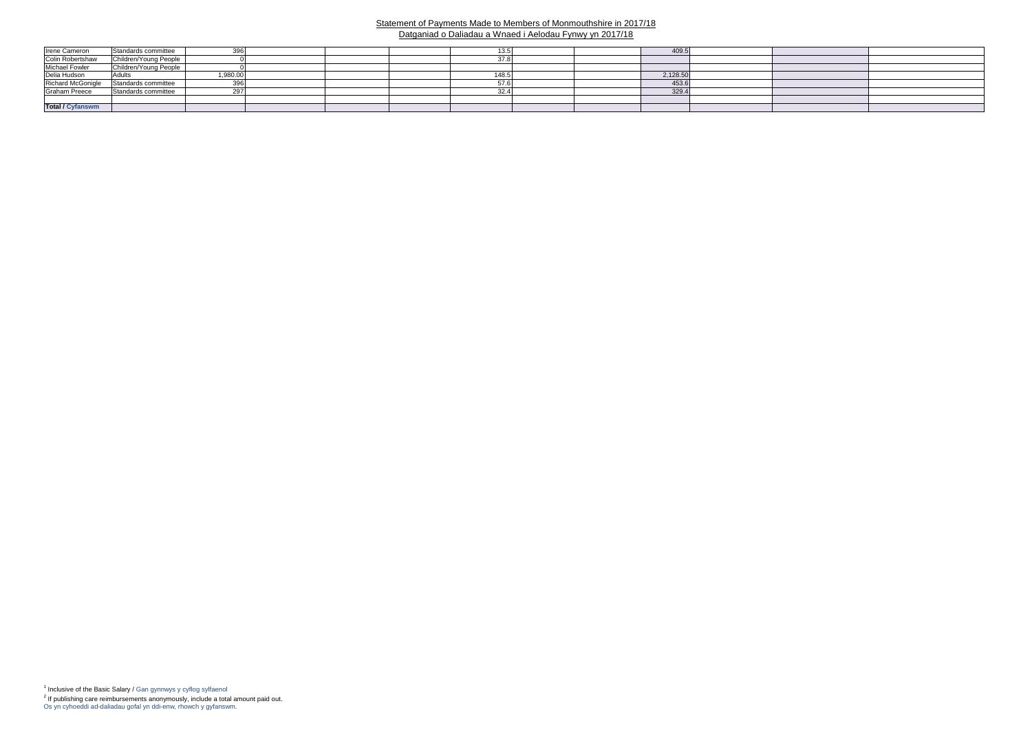## Statement of Payments Made to Members of Monmouthshire in 2017/18

## Datganiad o Daliadau a Wnaed i Aelodau Fynwy yn 2017/18

| | | | | | | | | | | | | |
|---|---|---|---|---|---|---|---|---|---|---|---|---|
| Irene Cameron | Standards committee | 396 | | | | 13.5 | | | 409.5 | | | |
| Colin Robertshaw | Children/Young People | 0 | | | | 37.8 | | | | | | |
| Michael Fowler | Children/Young People | 0 | | | | | | | | | | |
| Delia Hudson | Adults | 1,980.00 | | | | 148.5 | | | 2,128.50 | | | |
| Richard McGonigle | Standards committee | 396 | | | | 57.6 | | | 453.6 | | | |
| Graham Preece | Standards committee | 297 | | | | 32.4 | | | 329.4 | | | |
| | | | | | | | | | | | | |
| **Total / Cyfanswm** | | | | | | | | | | | | |

[1] Inclusive of the Basic Salary / Gan gynnwys y cyflog sylfaenol

[2] If publishing care reimbursements anonymously, include a total amount paid out.
Os yn cyhoeddi ad-daliadau gofal yn ddi-enw, rhowch y gyfanswm.